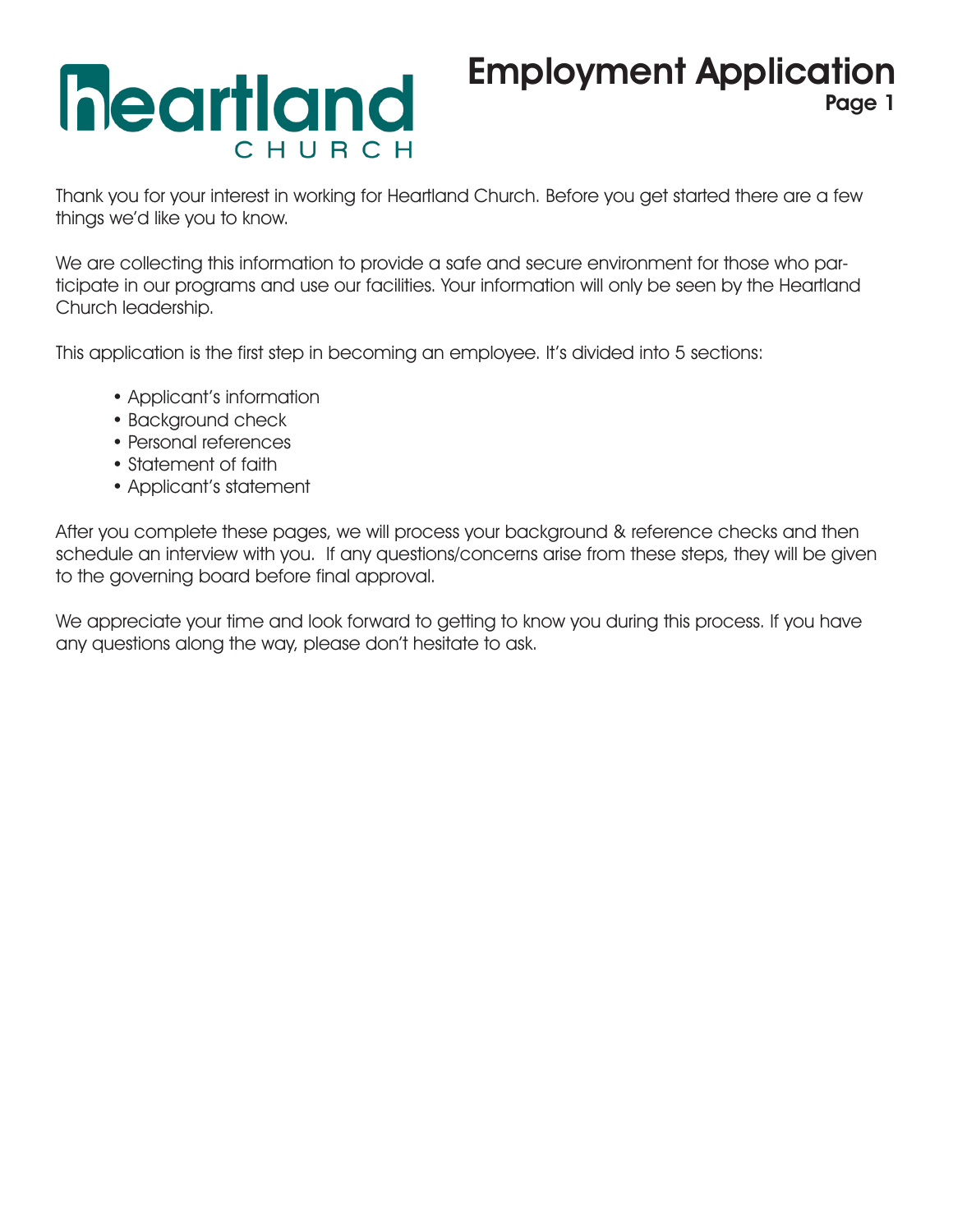# heartland CHURCH

# Employment Application

**Page 1**

Thank you for your interest in working for Heartland Church. Before you get started there are a few things we'd like you to know.

We are collecting this information to provide a safe and secure environment for those who participate in our programs and use our facilities. Your information will only be seen by the Heartland Church leadership.

This application is the first step in becoming an employee. It's divided into 5 sections:

- Applicant's information
- Background check
- Personal references
- Statement of faith
- Applicant's statement

After you complete these pages, we will process your background & reference checks and then schedule an interview with you. If any questions/concerns arise from these steps, they will be given to the governing board before final approval.

We appreciate your time and look forward to getting to know you during this process. If you have any questions along the way, please don't hesitate to ask.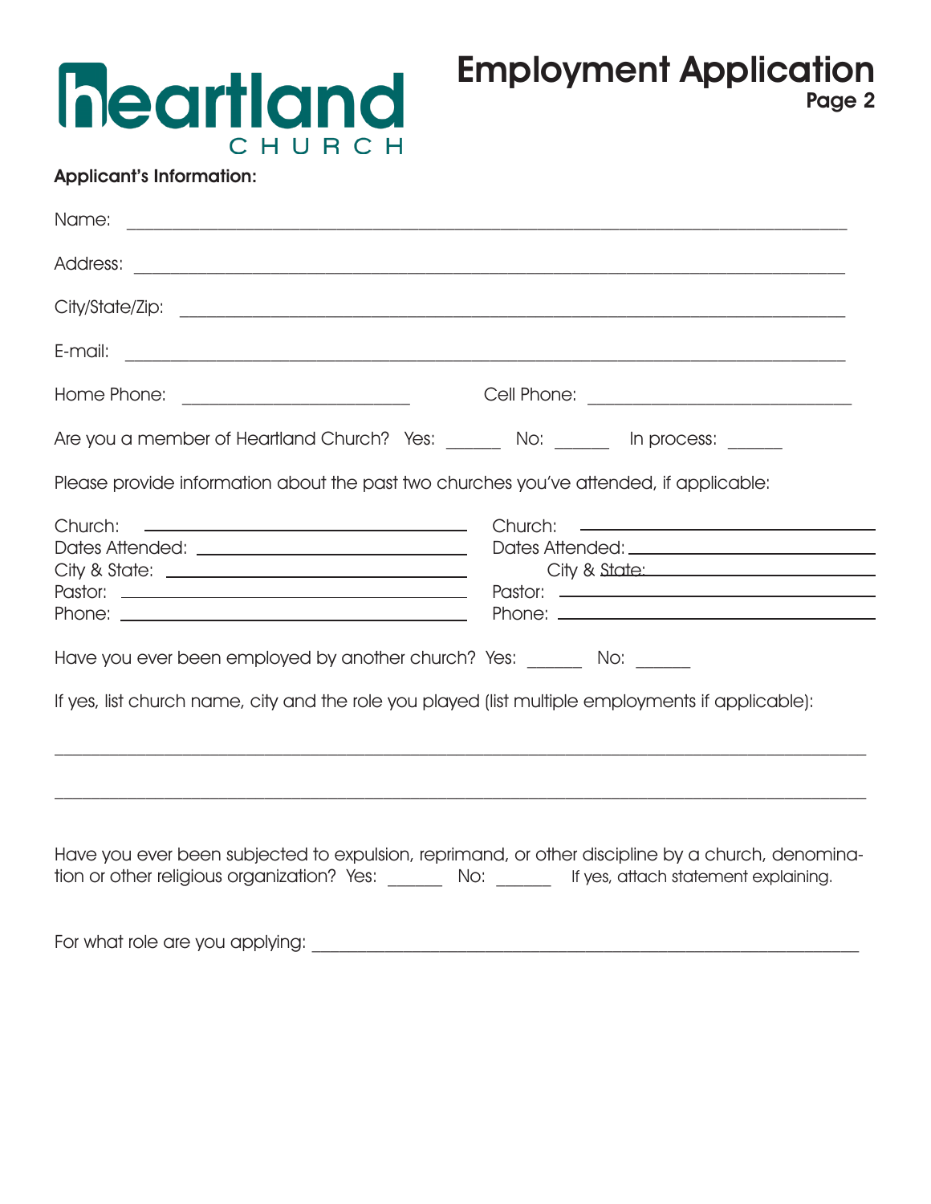# heartland CHURCH

## Employment Application

**Page 2**

**Applicant's Information:**

Name: ______________________________________________________________________

Address: ____________________________________________________________________

City/State/Zip: _______________________________________________________________

E-mail: _____________________________________________________________________

Home Phone: ______________________ Cell Phone: __________________________

Are you a member of Heartland Church? Yes: ______ No: ______ In process: ______

Please provide information about the past two churches you've attended, if applicable:

Church: ______________________________
Dates Attended: ________________________
City & State: ___________________________
Pastor: _______________________________
Phone: _______________________________

Church: ______________________________
Dates Attended: ________________________
City & State: ___________________________
Pastor: _______________________________
Phone: _______________________________

Have you ever been employed by another church? Yes: ______ No: ______

If yes, list church name, city and the role you played (list multiple employments if applicable):

_____________________________________________________________________________

_____________________________________________________________________________

Have you ever been subjected to expulsion, reprimand, or other discipline by a church, denomination or other religious organization? Yes: ______ No: ______ If yes, attach statement explaining.

For what role are you applying: _______________________________________________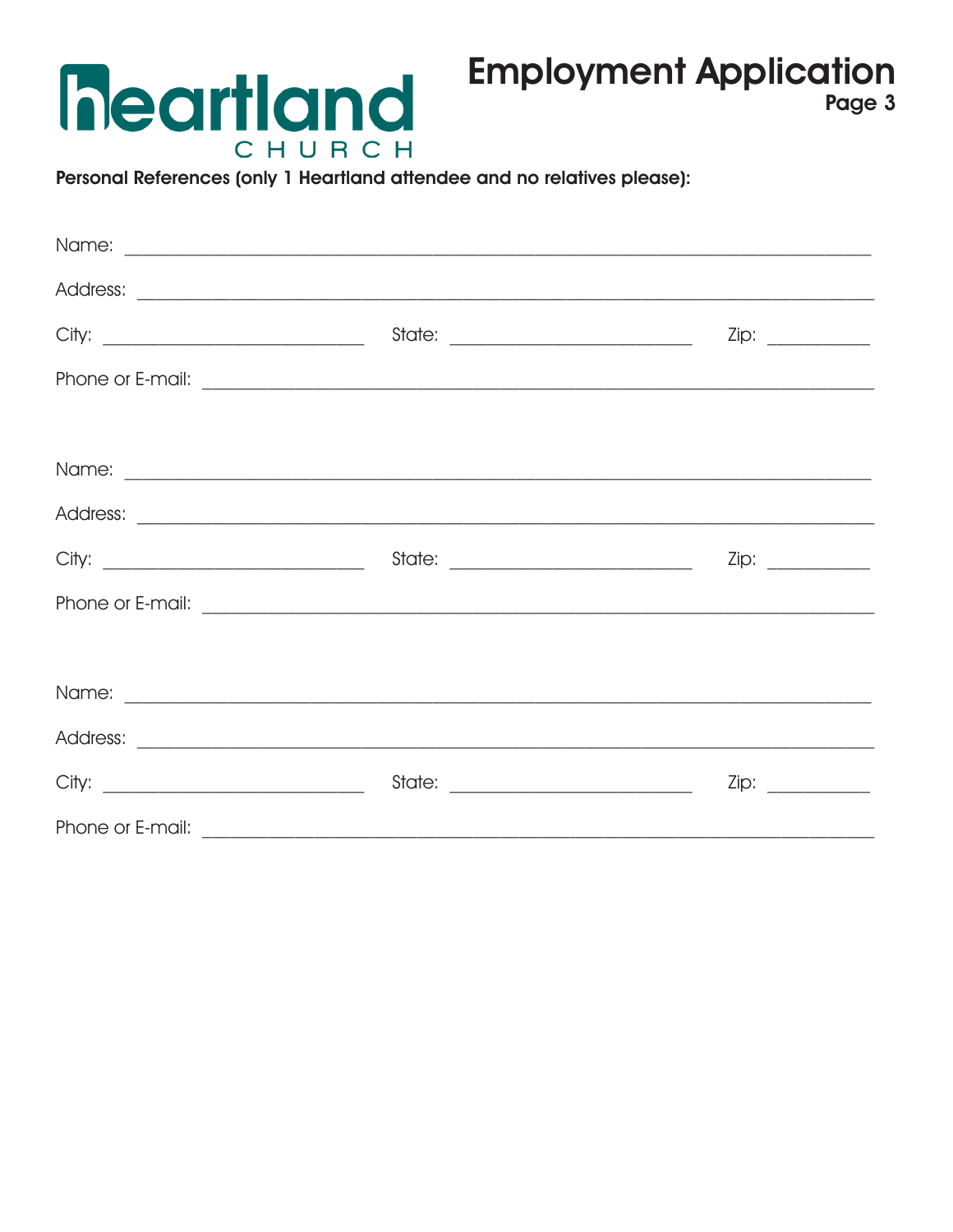# heartland CHURCH

## Employment Application

**Page 3**

**Personal References (only 1 Heartland attendee and no relatives please):**

Name: ______________________________________________________________

Address: ____________________________________________________________

City: ______________________ State: ______________________ Zip: __________

Phone or E-mail: _____________________________________________________

Name: ______________________________________________________________

Address: ____________________________________________________________

City: ______________________ State: ______________________ Zip: __________

Phone or E-mail: _____________________________________________________

Name: ______________________________________________________________

Address: ____________________________________________________________

City: ______________________ State: ______________________ Zip: __________

Phone or E-mail: _____________________________________________________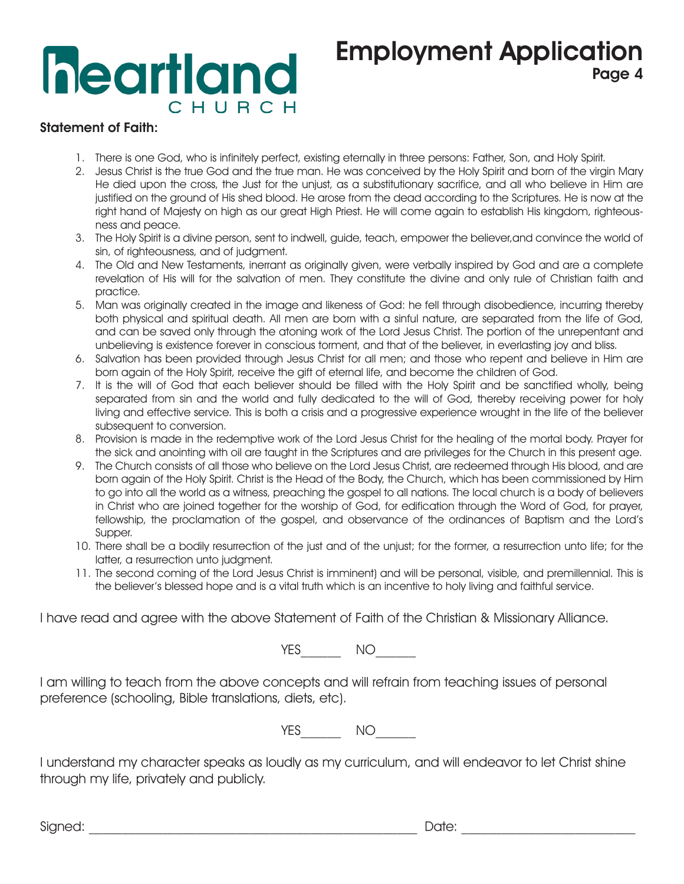# heartland CHURCH

# Employment Application

**Statement of Faith:**

1. There is one God, who is infinitely perfect, existing eternally in three persons: Father, Son, and Holy Spirit.
2. Jesus Christ is the true God and the true man. He was conceived by the Holy Spirit and born of the virgin Mary He died upon the cross, the Just for the unjust, as a substitutionary sacrifice, and all who believe in Him are justified on the ground of His shed blood. He arose from the dead according to the Scriptures. He is now at the right hand of Majesty on high as our great High Priest. He will come again to establish His kingdom, righteousness and peace.
3. The Holy Spirit is a divine person, sent to indwell, guide, teach, empower the believer,and convince the world of sin, of righteousness, and of judgment.
4. The Old and New Testaments, inerrant as originally given, were verbally inspired by God and are a complete revelation of His will for the salvation of men. They constitute the divine and only rule of Christian faith and practice.
5. Man was originally created in the image and likeness of God: he fell through disobedience, incurring thereby both physical and spiritual death. All men are born with a sinful nature, are separated from the life of God, and can be saved only through the atoning work of the Lord Jesus Christ. The portion of the unrepentant and unbelieving is existence forever in conscious torment, and that of the believer, in everlasting joy and bliss.
6. Salvation has been provided through Jesus Christ for all men; and those who repent and believe in Him are born again of the Holy Spirit, receive the gift of eternal life, and become the children of God.
7. It is the will of God that each believer should be filled with the Holy Spirit and be sanctified wholly, being separated from sin and the world and fully dedicated to the will of God, thereby receiving power for holy living and effective service. This is both a crisis and a progressive experience wrought in the life of the believer subsequent to conversion.
8. Provision is made in the redemptive work of the Lord Jesus Christ for the healing of the mortal body. Prayer for the sick and anointing with oil are taught in the Scriptures and are privileges for the Church in this present age.
9. The Church consists of all those who believe on the Lord Jesus Christ, are redeemed through His blood, and are born again of the Holy Spirit. Christ is the Head of the Body, the Church, which has been commissioned by Him to go into all the world as a witness, preaching the gospel to all nations. The local church is a body of believers in Christ who are joined together for the worship of God, for edification through the Word of God, for prayer, fellowship, the proclamation of the gospel, and observance of the ordinances of Baptism and the Lord's Supper.
10. There shall be a bodily resurrection of the just and of the unjust; for the former, a resurrection unto life; for the latter, a resurrection unto judgment.
11. The second coming of the Lord Jesus Christ is imminent) and will be personal, visible, and premillennial. This is the believer's blessed hope and is a vital truth which is an incentive to holy living and faithful service.

I have read and agree with the above Statement of Faith of the Christian & Missionary Alliance.

YES______ NO______

I am willing to teach from the above concepts and will refrain from teaching issues of personal preference (schooling, Bible translations, diets, etc).

YES______ NO______

I understand my character speaks as loudly as my curriculum, and will endeavor to let Christ shine through my life, privately and publicly.

Signed: ________________________________________ Date: ____________________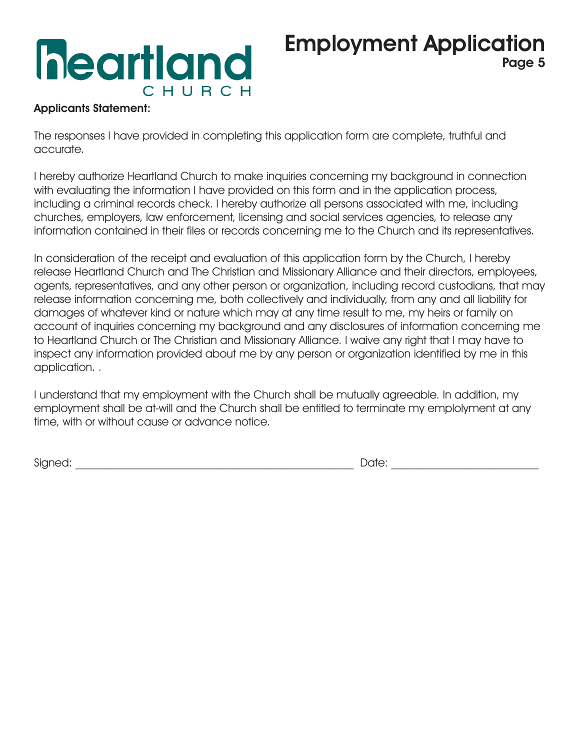# heartland CHURCH

# Employment Application

**Applicants Statement:**

The responses I have provided in completing this application form are complete, truthful and accurate.

I hereby authorize Heartland Church to make inquiries concerning my background in connection with evaluating the information I have provided on this form and in the application process, including a criminal records check. I hereby authorize all persons associated with me, including churches, employers, law enforcement, licensing and social services agencies, to release any information contained in their files or records concerning me to the Church and its representatives.

In consideration of the receipt and evaluation of this application form by the Church, I hereby release Heartland Church and The Christian and Missionary Alliance and their directors, employees, agents, representatives, and any other person or organization, including record custodians, that may release information concerning me, both collectively and individually, from any and all liability for damages of whatever kind or nature which may at any time result to me, my heirs or family on account of inquiries concerning my background and any disclosures of information concerning me to Heartland Church or The Christian and Missionary Alliance. I waive any right that I may have to inspect any information provided about me by any person or organization identified by me in this application. .

I understand that my employment with the Church shall be mutually agreeable. In addition, my employment shall be at-will and the Church shall be entitled to terminate my emplolyment at any time, with or without cause or advance notice.

Signed: ____________________________________________ Date: ________________________